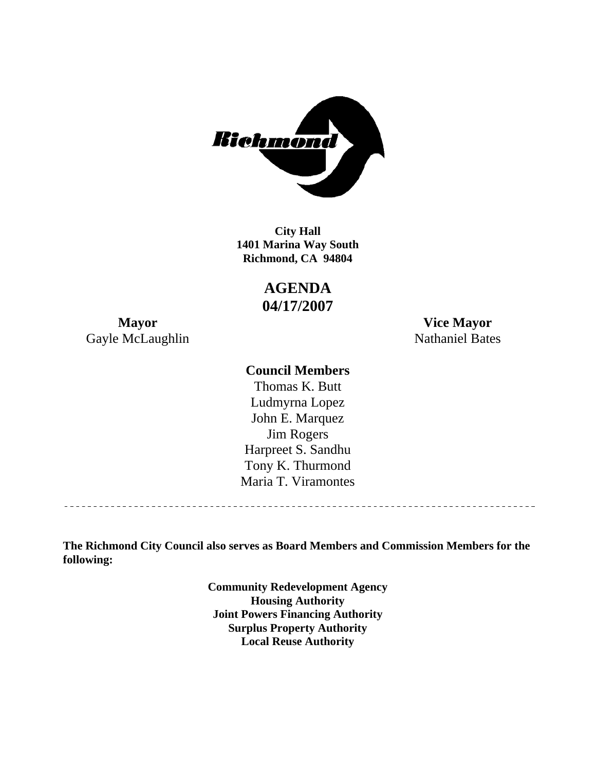**City Hall**
**1401 Marina Way South**
**Richmond, CA 94804**

# AGENDA
# 04/17/2007

**Mayor**
Gayle McLaughlin

**Vice Mayor**
Nathaniel Bates

**Council Members**

Thomas K. Butt
Ludmyrna Lopez
John E. Marquez
Jim Rogers
Harpreet S. Sandhu
Tony K. Thurmond
Maria T. Viramontes

---

**The Richmond City Council also serves as Board Members and Commission Members for the following:**

**Community Redevelopment Agency**
**Housing Authority**
**Joint Powers Financing Authority**
**Surplus Property Authority**
**Local Reuse Authority**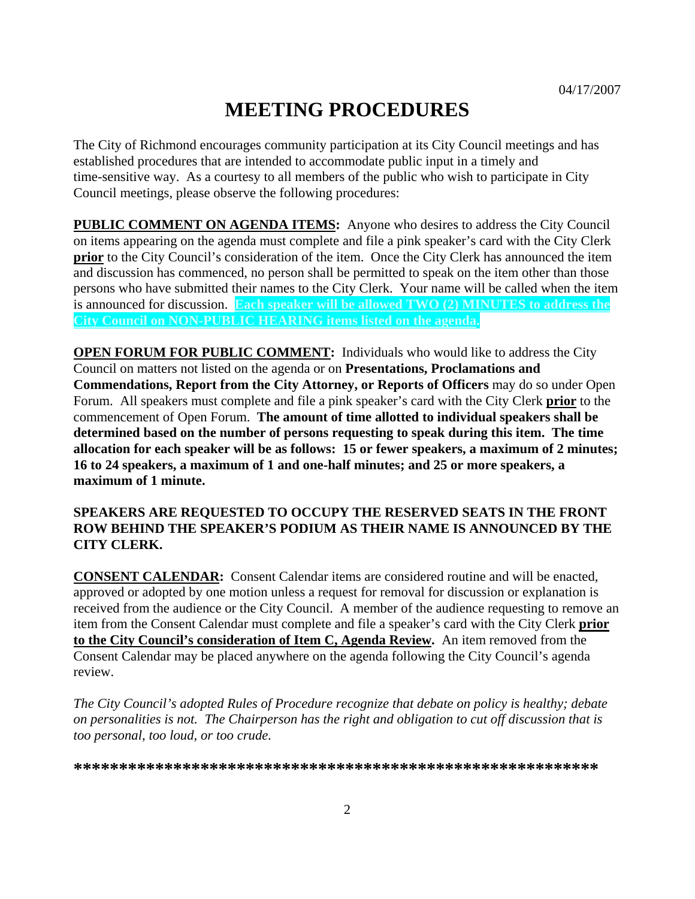04/17/2007

# MEETING PROCEDURES

The City of Richmond encourages community participation at its City Council meetings and has established procedures that are intended to accommodate public input in a timely and time-sensitive way. As a courtesy to all members of the public who wish to participate in City Council meetings, please observe the following procedures:

**PUBLIC COMMENT ON AGENDA ITEMS:** Anyone who desires to address the City Council on items appearing on the agenda must complete and file a pink speaker's card with the City Clerk **prior** to the City Council's consideration of the item. Once the City Clerk has announced the item and discussion has commenced, no person shall be permitted to speak on the item other than those persons who have submitted their names to the City Clerk. Your name will be called when the item is announced for discussion. **Each speaker will be allowed TWO (2) MINUTES to address the City Council on NON-PUBLIC HEARING items listed on the agenda.**

**OPEN FORUM FOR PUBLIC COMMENT:** Individuals who would like to address the City Council on matters not listed on the agenda or on **Presentations, Proclamations and Commendations, Report from the City Attorney, or Reports of Officers** may do so under Open Forum. All speakers must complete and file a pink speaker's card with the City Clerk **prior** to the commencement of Open Forum. **The amount of time allotted to individual speakers shall be determined based on the number of persons requesting to speak during this item. The time allocation for each speaker will be as follows: 15 or fewer speakers, a maximum of 2 minutes; 16 to 24 speakers, a maximum of 1 and one-half minutes; and 25 or more speakers, a maximum of 1 minute.**

**SPEAKERS ARE REQUESTED TO OCCUPY THE RESERVED SEATS IN THE FRONT ROW BEHIND THE SPEAKER'S PODIUM AS THEIR NAME IS ANNOUNCED BY THE CITY CLERK.**

**CONSENT CALENDAR:** Consent Calendar items are considered routine and will be enacted, approved or adopted by one motion unless a request for removal for discussion or explanation is received from the audience or the City Council. A member of the audience requesting to remove an item from the Consent Calendar must complete and file a speaker's card with the City Clerk **prior to the City Council's consideration of Item C, Agenda Review.** An item removed from the Consent Calendar may be placed anywhere on the agenda following the City Council's agenda review.

*The City Council's adopted Rules of Procedure recognize that debate on policy is healthy; debate on personalities is not. The Chairperson has the right and obligation to cut off discussion that is too personal, too loud, or too crude.*

**\*\*\*\*\*\*\*\*\*\*\*\*\*\*\*\*\*\*\*\*\*\*\*\*\*\*\*\*\*\*\*\*\*\*\*\*\*\*\*\*\*\*\*\*\*\*\*\*\*\*\*\*\*\*\*\*\*\*\*\*\***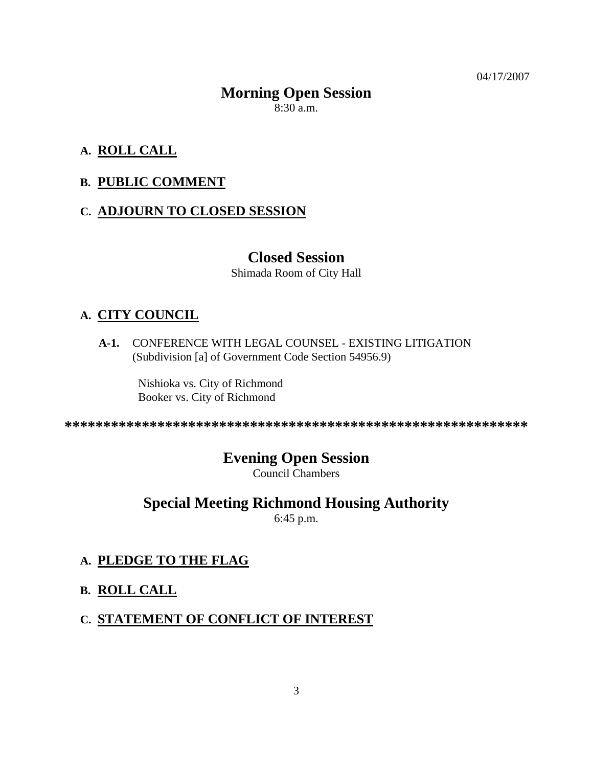04/17/2007

# Morning Open Session

8:30 a.m.

**A. ROLL CALL**

**B. PUBLIC COMMENT**

**C. ADJOURN TO CLOSED SESSION**

# Closed Session

Shimada Room of City Hall

**A. CITY COUNCIL**

**A-1.** CONFERENCE WITH LEGAL COUNSEL - EXISTING LITIGATION (Subdivision [a] of Government Code Section 54956.9)

Nishioka vs. City of Richmond
Booker vs. City of Richmond

************************************************************

# Evening Open Session

Council Chambers

# Special Meeting Richmond Housing Authority

6:45 p.m.

**A. PLEDGE TO THE FLAG**

**B. ROLL CALL**

**C. STATEMENT OF CONFLICT OF INTEREST**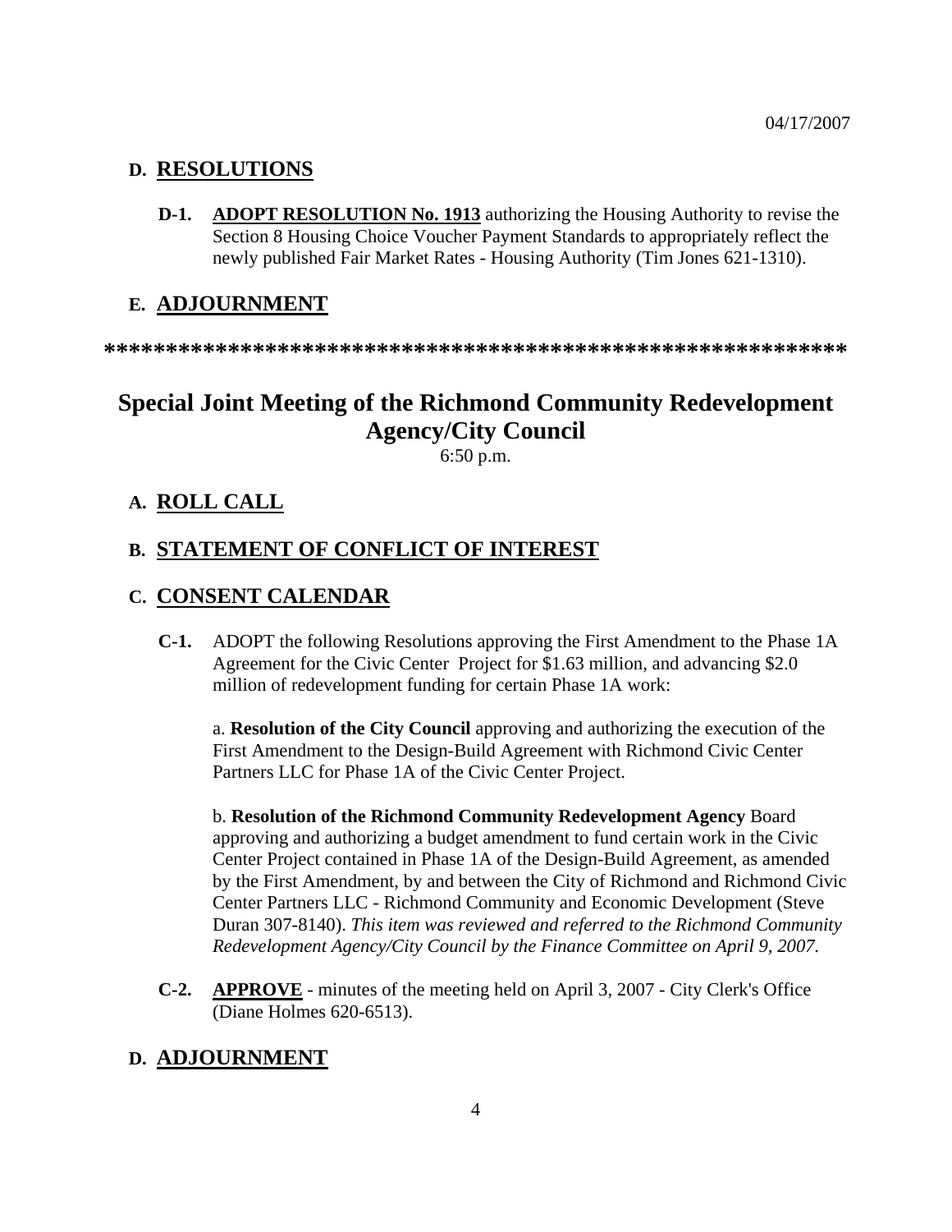## D. RESOLUTIONS

**D-1.** **ADOPT RESOLUTION No. 1913** authorizing the Housing Authority to revise the Section 8 Housing Choice Voucher Payment Standards to appropriately reflect the newly published Fair Market Rates - Housing Authority (Tim Jones 621-1310).

## E. ADJOURNMENT

************************************************************

# Special Joint Meeting of the Richmond Community Redevelopment Agency/City Council

6:50 p.m.

## A. ROLL CALL

## B. STATEMENT OF CONFLICT OF INTEREST

## C. CONSENT CALENDAR

**C-1.** ADOPT the following Resolutions approving the First Amendment to the Phase 1A Agreement for the Civic Center Project for $1.63 million, and advancing $2.0 million of redevelopment funding for certain Phase 1A work:

a. **Resolution of the City Council** approving and authorizing the execution of the First Amendment to the Design-Build Agreement with Richmond Civic Center Partners LLC for Phase 1A of the Civic Center Project.

b. **Resolution of the Richmond Community Redevelopment Agency** Board approving and authorizing a budget amendment to fund certain work in the Civic Center Project contained in Phase 1A of the Design-Build Agreement, as amended by the First Amendment, by and between the City of Richmond and Richmond Civic Center Partners LLC - Richmond Community and Economic Development (Steve Duran 307-8140). *This item was reviewed and referred to the Richmond Community Redevelopment Agency/City Council by the Finance Committee on April 9, 2007.*

**C-2.** **APPROVE** - minutes of the meeting held on April 3, 2007 - City Clerk's Office (Diane Holmes 620-6513).

## D. ADJOURNMENT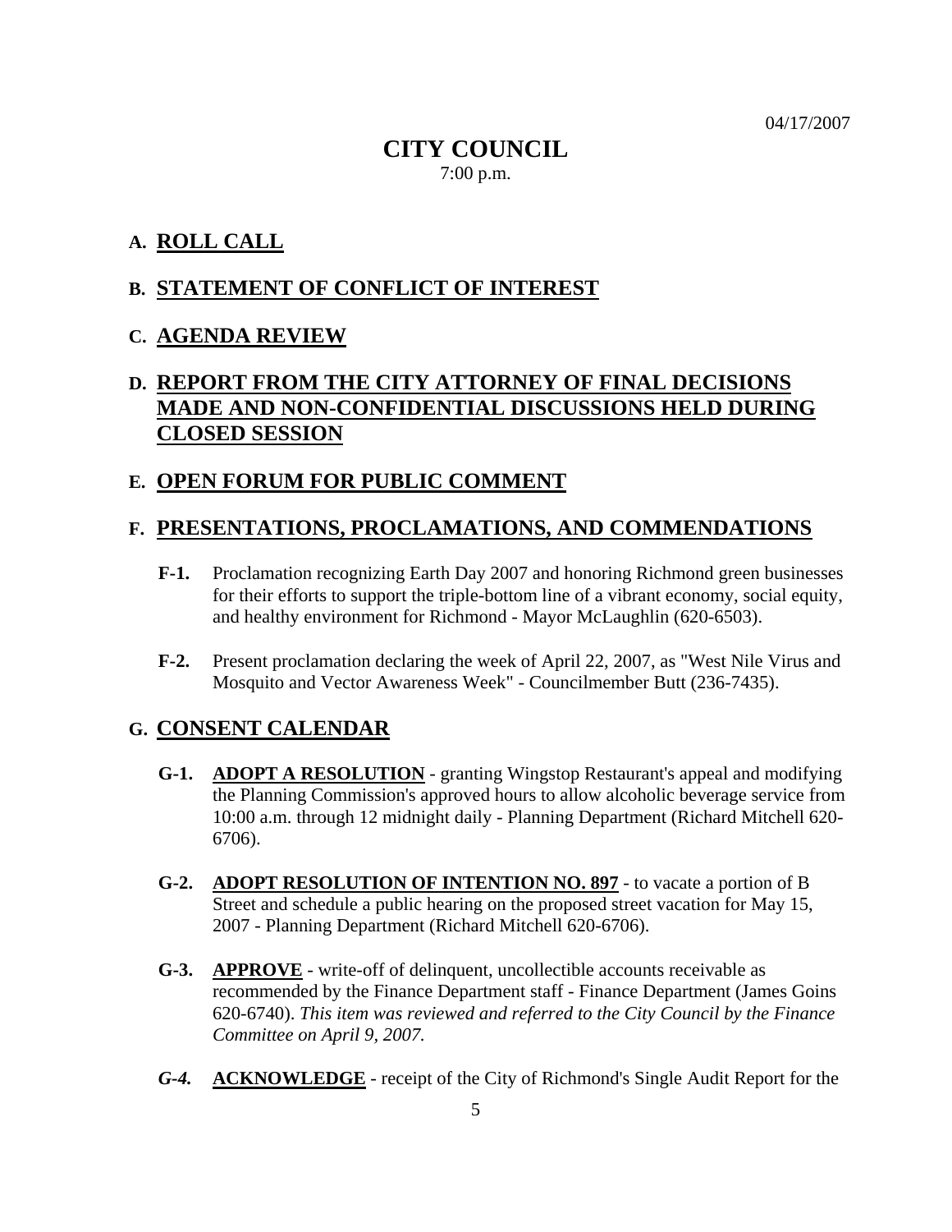04/17/2007

# CITY COUNCIL

7:00 p.m.

## A. ROLL CALL

## B. STATEMENT OF CONFLICT OF INTEREST

## C. AGENDA REVIEW

## D. REPORT FROM THE CITY ATTORNEY OF FINAL DECISIONS MADE AND NON-CONFIDENTIAL DISCUSSIONS HELD DURING CLOSED SESSION

## E. OPEN FORUM FOR PUBLIC COMMENT

## F. PRESENTATIONS, PROCLAMATIONS, AND COMMENDATIONS

**F-1.** Proclamation recognizing Earth Day 2007 and honoring Richmond green businesses for their efforts to support the triple-bottom line of a vibrant economy, social equity, and healthy environment for Richmond - Mayor McLaughlin (620-6503).

**F-2.** Present proclamation declaring the week of April 22, 2007, as "West Nile Virus and Mosquito and Vector Awareness Week" - Councilmember Butt (236-7435).

## G. CONSENT CALENDAR

**G-1.** **ADOPT A RESOLUTION** - granting Wingstop Restaurant's appeal and modifying the Planning Commission's approved hours to allow alcoholic beverage service from 10:00 a.m. through 12 midnight daily - Planning Department (Richard Mitchell 620-6706).

**G-2.** **ADOPT RESOLUTION OF INTENTION NO. 897** - to vacate a portion of B Street and schedule a public hearing on the proposed street vacation for May 15, 2007 - Planning Department (Richard Mitchell 620-6706).

**G-3.** **APPROVE** - write-off of delinquent, uncollectible accounts receivable as recommended by the Finance Department staff - Finance Department (James Goins 620-6740). *This item was reviewed and referred to the City Council by the Finance Committee on April 9, 2007.*

***G-4.*** **ACKNOWLEDGE** - receipt of the City of Richmond's Single Audit Report for the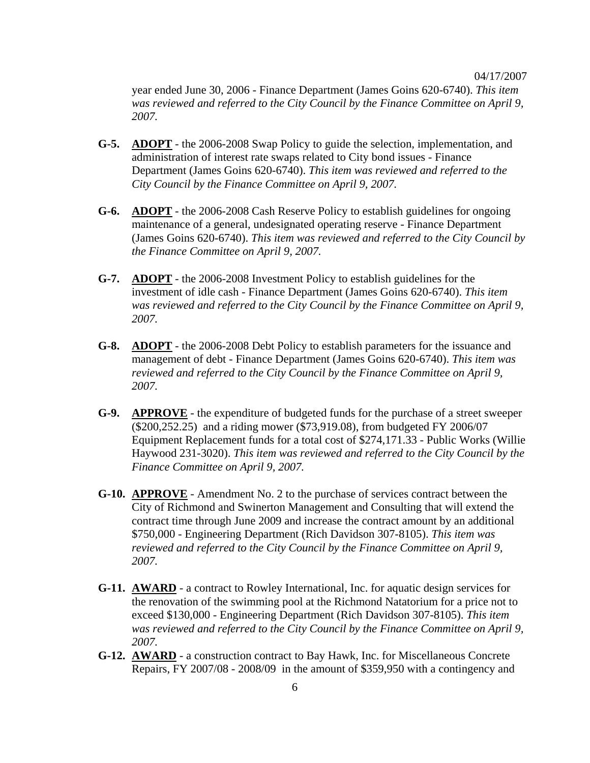year ended June 30, 2006 - Finance Department (James Goins 620-6740). *This item was reviewed and referred to the City Council by the Finance Committee on April 9, 2007.*

**G-5.** **<u>ADOPT</u>** - the 2006-2008 Swap Policy to guide the selection, implementation, and administration of interest rate swaps related to City bond issues - Finance Department (James Goins 620-6740). *This item was reviewed and referred to the City Council by the Finance Committee on April 9, 2007.*

**G-6.** **<u>ADOPT</u>** - the 2006-2008 Cash Reserve Policy to establish guidelines for ongoing maintenance of a general, undesignated operating reserve - Finance Department (James Goins 620-6740). *This item was reviewed and referred to the City Council by the Finance Committee on April 9, 2007.*

**G-7.** **<u>ADOPT</u>** - the 2006-2008 Investment Policy to establish guidelines for the investment of idle cash - Finance Department (James Goins 620-6740). *This item was reviewed and referred to the City Council by the Finance Committee on April 9, 2007.*

**G-8.** **<u>ADOPT</u>** - the 2006-2008 Debt Policy to establish parameters for the issuance and management of debt - Finance Department (James Goins 620-6740). *This item was reviewed and referred to the City Council by the Finance Committee on April 9, 2007.*

**G-9.** **<u>APPROVE</u>** - the expenditure of budgeted funds for the purchase of a street sweeper ($200,252.25) and a riding mower ($73,919.08), from budgeted FY 2006/07 Equipment Replacement funds for a total cost of $274,171.33 - Public Works (Willie Haywood 231-3020). *This item was reviewed and referred to the City Council by the Finance Committee on April 9, 2007.*

**G-10.** **<u>APPROVE</u>** - Amendment No. 2 to the purchase of services contract between the City of Richmond and Swinerton Management and Consulting that will extend the contract time through June 2009 and increase the contract amount by an additional $750,000 - Engineering Department (Rich Davidson 307-8105). *This item was reviewed and referred to the City Council by the Finance Committee on April 9, 2007.*

**G-11.** **<u>AWARD</u>** - a contract to Rowley International, Inc. for aquatic design services for the renovation of the swimming pool at the Richmond Natatorium for a price not to exceed $130,000 - Engineering Department (Rich Davidson 307-8105). *This item was reviewed and referred to the City Council by the Finance Committee on April 9, 2007.*

**G-12.** **<u>AWARD</u>** - a construction contract to Bay Hawk, Inc. for Miscellaneous Concrete Repairs, FY 2007/08 - 2008/09 in the amount of $359,950 with a contingency and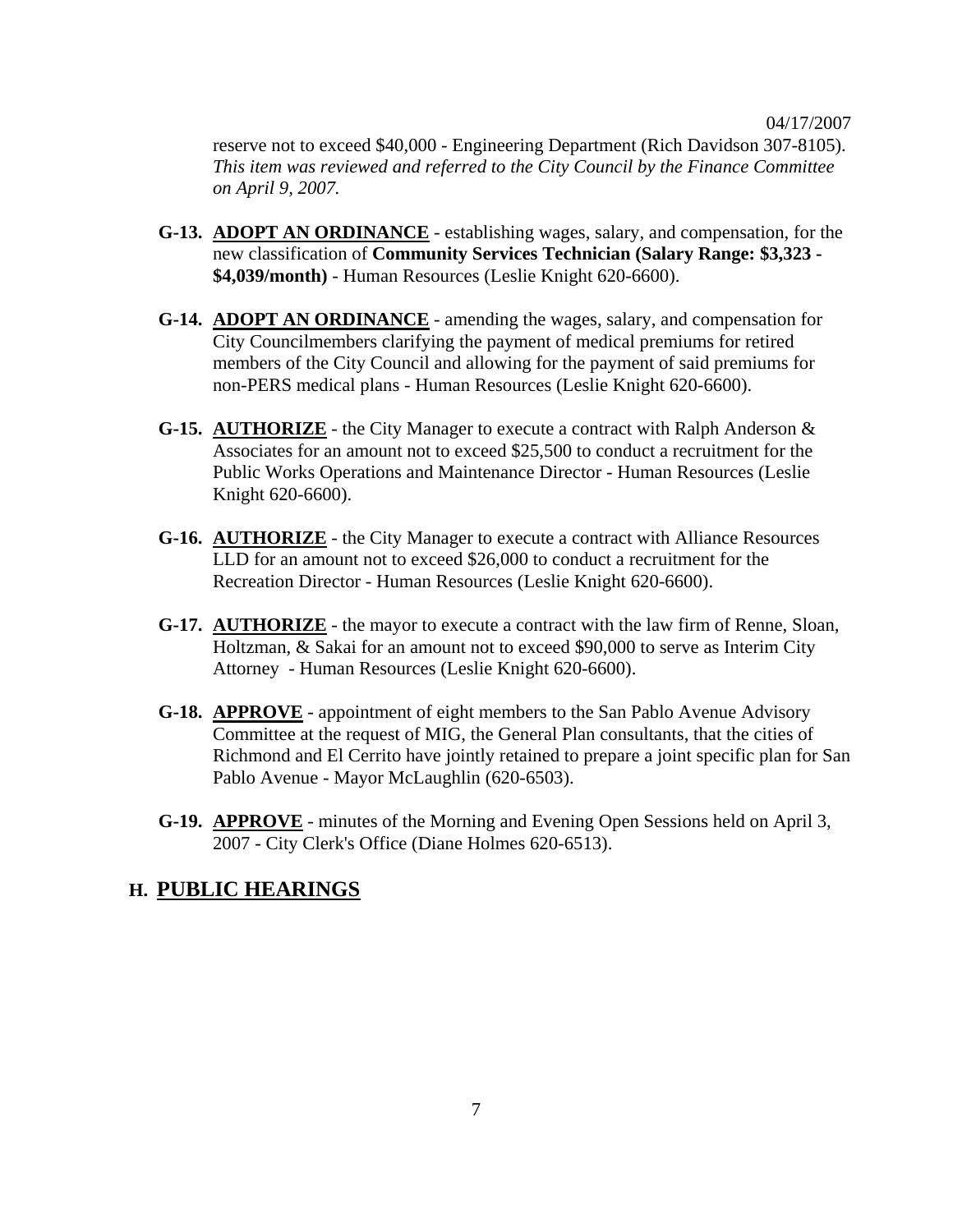reserve not to exceed $40,000 - Engineering Department (Rich Davidson 307-8105). *This item was reviewed and referred to the City Council by the Finance Committee on April 9, 2007.*

**G-13.** **ADOPT AN ORDINANCE** - establishing wages, salary, and compensation, for the new classification of **Community Services Technician (Salary Range: $3,323 - $4,039/month)** - Human Resources (Leslie Knight 620-6600).

**G-14.** **ADOPT AN ORDINANCE** - amending the wages, salary, and compensation for City Councilmembers clarifying the payment of medical premiums for retired members of the City Council and allowing for the payment of said premiums for non-PERS medical plans - Human Resources (Leslie Knight 620-6600).

**G-15.** **AUTHORIZE** - the City Manager to execute a contract with Ralph Anderson & Associates for an amount not to exceed $25,500 to conduct a recruitment for the Public Works Operations and Maintenance Director - Human Resources (Leslie Knight 620-6600).

**G-16.** **AUTHORIZE** - the City Manager to execute a contract with Alliance Resources LLD for an amount not to exceed $26,000 to conduct a recruitment for the Recreation Director - Human Resources (Leslie Knight 620-6600).

**G-17.** **AUTHORIZE** - the mayor to execute a contract with the law firm of Renne, Sloan, Holtzman, & Sakai for an amount not to exceed $90,000 to serve as Interim City Attorney - Human Resources (Leslie Knight 620-6600).

**G-18.** **APPROVE** - appointment of eight members to the San Pablo Avenue Advisory Committee at the request of MIG, the General Plan consultants, that the cities of Richmond and El Cerrito have jointly retained to prepare a joint specific plan for San Pablo Avenue - Mayor McLaughlin (620-6503).

**G-19.** **APPROVE** - minutes of the Morning and Evening Open Sessions held on April 3, 2007 - City Clerk's Office (Diane Holmes 620-6513).

## H. PUBLIC HEARINGS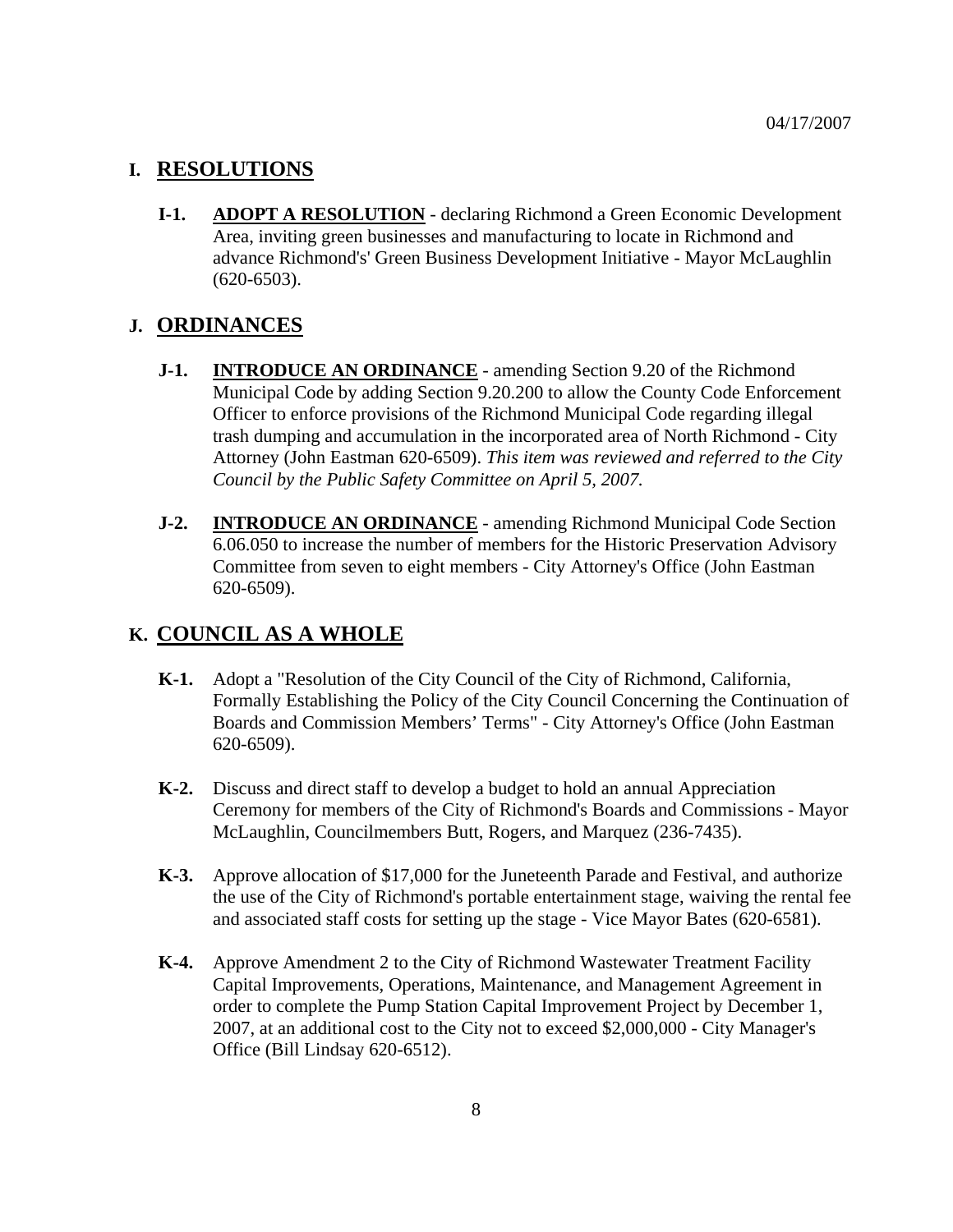04/17/2007

## I. RESOLUTIONS

**I-1.** **ADOPT A RESOLUTION** - declaring Richmond a Green Economic Development Area, inviting green businesses and manufacturing to locate in Richmond and advance Richmond's' Green Business Development Initiative - Mayor McLaughlin (620-6503).

## J. ORDINANCES

**J-1.** **INTRODUCE AN ORDINANCE** - amending Section 9.20 of the Richmond Municipal Code by adding Section 9.20.200 to allow the County Code Enforcement Officer to enforce provisions of the Richmond Municipal Code regarding illegal trash dumping and accumulation in the incorporated area of North Richmond - City Attorney (John Eastman 620-6509). *This item was reviewed and referred to the City Council by the Public Safety Committee on April 5, 2007.*

**J-2.** **INTRODUCE AN ORDINANCE** - amending Richmond Municipal Code Section 6.06.050 to increase the number of members for the Historic Preservation Advisory Committee from seven to eight members - City Attorney's Office (John Eastman 620-6509).

## K. COUNCIL AS A WHOLE

**K-1.** Adopt a "Resolution of the City Council of the City of Richmond, California, Formally Establishing the Policy of the City Council Concerning the Continuation of Boards and Commission Members' Terms" - City Attorney's Office (John Eastman 620-6509).

**K-2.** Discuss and direct staff to develop a budget to hold an annual Appreciation Ceremony for members of the City of Richmond's Boards and Commissions - Mayor McLaughlin, Councilmembers Butt, Rogers, and Marquez (236-7435).

**K-3.** Approve allocation of $17,000 for the Juneteenth Parade and Festival, and authorize the use of the City of Richmond's portable entertainment stage, waiving the rental fee and associated staff costs for setting up the stage - Vice Mayor Bates (620-6581).

**K-4.** Approve Amendment 2 to the City of Richmond Wastewater Treatment Facility Capital Improvements, Operations, Maintenance, and Management Agreement in order to complete the Pump Station Capital Improvement Project by December 1, 2007, at an additional cost to the City not to exceed $2,000,000 - City Manager's Office (Bill Lindsay 620-6512).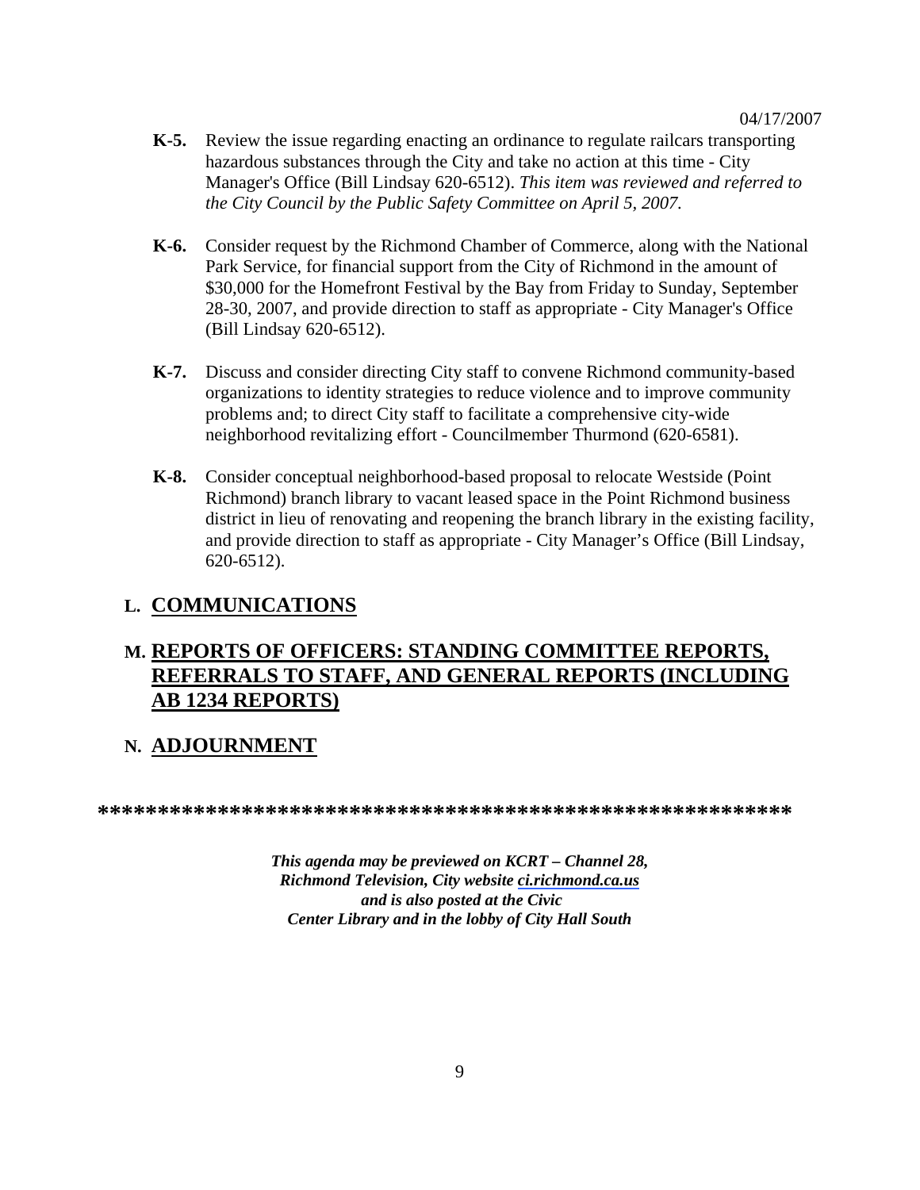**K-5.** Review the issue regarding enacting an ordinance to regulate railcars transporting hazardous substances through the City and take no action at this time - City Manager's Office (Bill Lindsay 620-6512). *This item was reviewed and referred to the City Council by the Public Safety Committee on April 5, 2007.*

**K-6.** Consider request by the Richmond Chamber of Commerce, along with the National Park Service, for financial support from the City of Richmond in the amount of $30,000 for the Homefront Festival by the Bay from Friday to Sunday, September 28-30, 2007, and provide direction to staff as appropriate - City Manager's Office (Bill Lindsay 620-6512).

**K-7.** Discuss and consider directing City staff to convene Richmond community-based organizations to identity strategies to reduce violence and to improve community problems and; to direct City staff to facilitate a comprehensive city-wide neighborhood revitalizing effort - Councilmember Thurmond (620-6581).

**K-8.** Consider conceptual neighborhood-based proposal to relocate Westside (Point Richmond) branch library to vacant leased space in the Point Richmond business district in lieu of renovating and reopening the branch library in the existing facility, and provide direction to staff as appropriate - City Manager's Office (Bill Lindsay, 620-6512).

## L. COMMUNICATIONS

## M. REPORTS OF OFFICERS: STANDING COMMITTEE REPORTS, REFERRALS TO STAFF, AND GENERAL REPORTS (INCLUDING AB 1234 REPORTS)

## N. ADJOURNMENT

**********************************************************

***This agenda may be previewed on KCRT – Channel 28, Richmond Television, City website ci.richmond.ca.us and is also posted at the Civic Center Library and in the lobby of City Hall South***